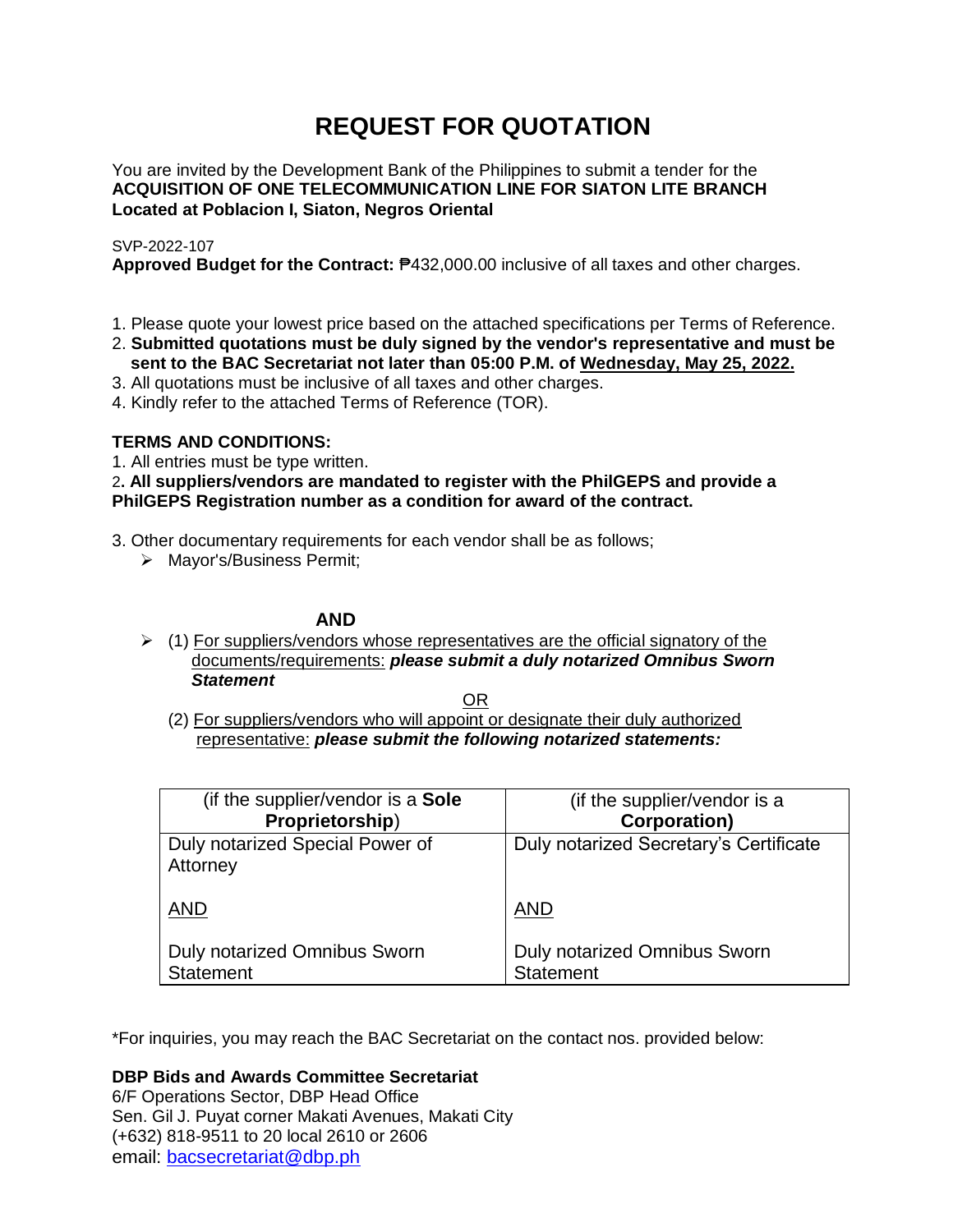# REQUEST FOR QUOTATION

You are invited by the Development Bank of the Philippines to submit a tender for the
**ACQUISITION OF ONE TELECOMMUNICATION LINE FOR SIATON LITE BRANCH**
**Located at Poblacion I, Siaton, Negros Oriental**

SVP-2022-107
**Approved Budget for the Contract:** ₱432,000.00 inclusive of all taxes and other charges.

1. Please quote your lowest price based on the attached specifications per Terms of Reference.
2. **Submitted quotations must be duly signed by the vendor's representative and must be sent to the BAC Secretariat not later than 05:00 P.M. of <u>Wednesday, May 25, 2022.</u>**
3. All quotations must be inclusive of all taxes and other charges.
4. Kindly refer to the attached Terms of Reference (TOR).

**TERMS AND CONDITIONS:**

1. All entries must be type written.
2. **All suppliers/vendors are mandated to register with the PhilGEPS and provide a PhilGEPS Registration number as a condition for award of the contract.**
3. Other documentary requirements for each vendor shall be as follows;
   - Mayor's/Business Permit;

**AND**

- (1) <u>For suppliers/vendors whose representatives are the official signatory of the documents/requirements:</u> ***please submit a duly notarized Omnibus Sworn Statement***

<u>OR</u>

(2) <u>For suppliers/vendors who will appoint or designate their duly authorized representative:</u> ***please submit the following notarized statements:***

| (if the supplier/vendor is a **Sole Proprietorship**) | (if the supplier/vendor is a **Corporation)** |
|---|---|
| Duly notarized Special Power of Attorney<br><br><u>AND</u><br><br>Duly notarized Omnibus Sworn Statement | Duly notarized Secretary's Certificate<br><br><u>AND</u><br><br>Duly notarized Omnibus Sworn Statement |

*For inquiries, you may reach the BAC Secretariat on the contact nos. provided below:

**DBP Bids and Awards Committee Secretariat**
6/F Operations Sector, DBP Head Office
Sen. Gil J. Puyat corner Makati Avenues, Makati City
(+632) 818-9511 to 20 local 2610 or 2606
email: bacsecretariat@dbp.ph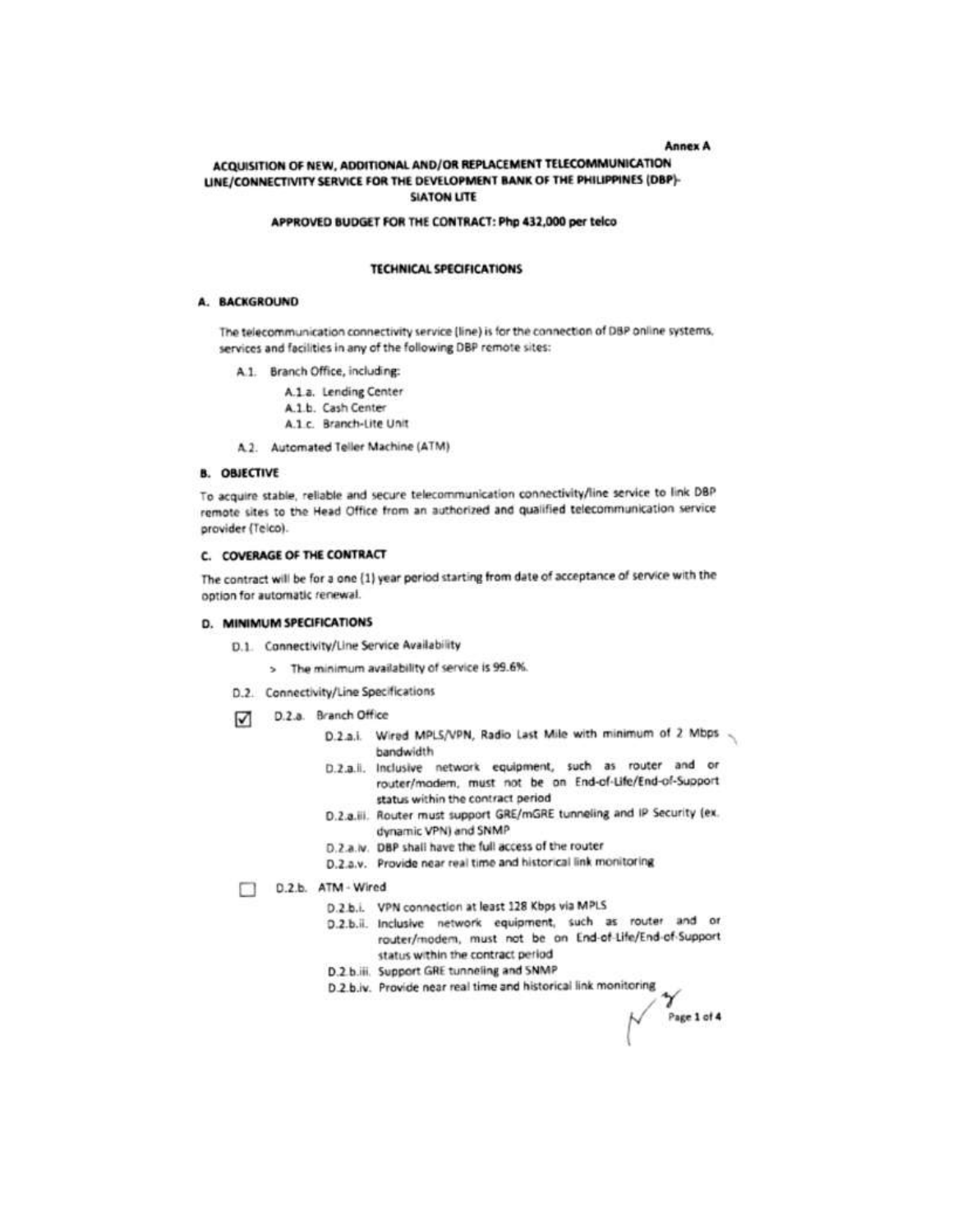Annex A

# ACQUISITION OF NEW, ADDITIONAL AND/OR REPLACEMENT TELECOMMUNICATION LINE/CONNECTIVITY SERVICE FOR THE DEVELOPMENT BANK OF THE PHILIPPINES (DBP)- SIATON LITE

**APPROVED BUDGET FOR THE CONTRACT: Php 432,000 per telco**

## TECHNICAL SPECIFICATIONS

### A. BACKGROUND

The telecommunication connectivity service (line) is for the connection of DBP online systems, services and facilities in any of the following DBP remote sites:

- A.1. Branch Office, including:
  - A.1.a. Lending Center
  - A.1.b. Cash Center
  - A.1.c. Branch-Lite Unit
- A.2. Automated Teller Machine (ATM)

### B. OBJECTIVE

To acquire stable, reliable and secure telecommunication connectivity/line service to link DBP remote sites to the Head Office from an authorized and qualified telecommunication service provider (Telco).

### C. COVERAGE OF THE CONTRACT

The contract will be for a one (1) year period starting from date of acceptance of service with the option for automatic renewal.

### D. MINIMUM SPECIFICATIONS

- D.1. Connectivity/Line Service Availability
  - > The minimum availability of service is 99.6%.
- D.2. Connectivity/Line Specifications

☑ D.2.a. Branch Office

- D.2.a.i. Wired MPLS/VPN, Radio Last Mile with minimum of 2 Mbps bandwidth
- D.2.a.ii. Inclusive network equipment, such as router and or router/modem, must not be on End-of-Life/End-of-Support status within the contract period
- D.2.a.iii. Router must support GRE/mGRE tunneling and IP Security (ex. dynamic VPN) and SNMP
- D.2.a.iv. DBP shall have the full access of the router
- D.2.a.v. Provide near real time and historical link monitoring

☐ D.2.b. ATM - Wired

- D.2.b.i. VPN connection at least 128 Kbps via MPLS
- D.2.b.ii. Inclusive network equipment, such as router and or router/modem, must not be on End-of-Life/End-of-Support status within the contract period
- D.2.b.iii. Support GRE tunneling and SNMP
- D.2.b.iv. Provide near real time and historical link monitoring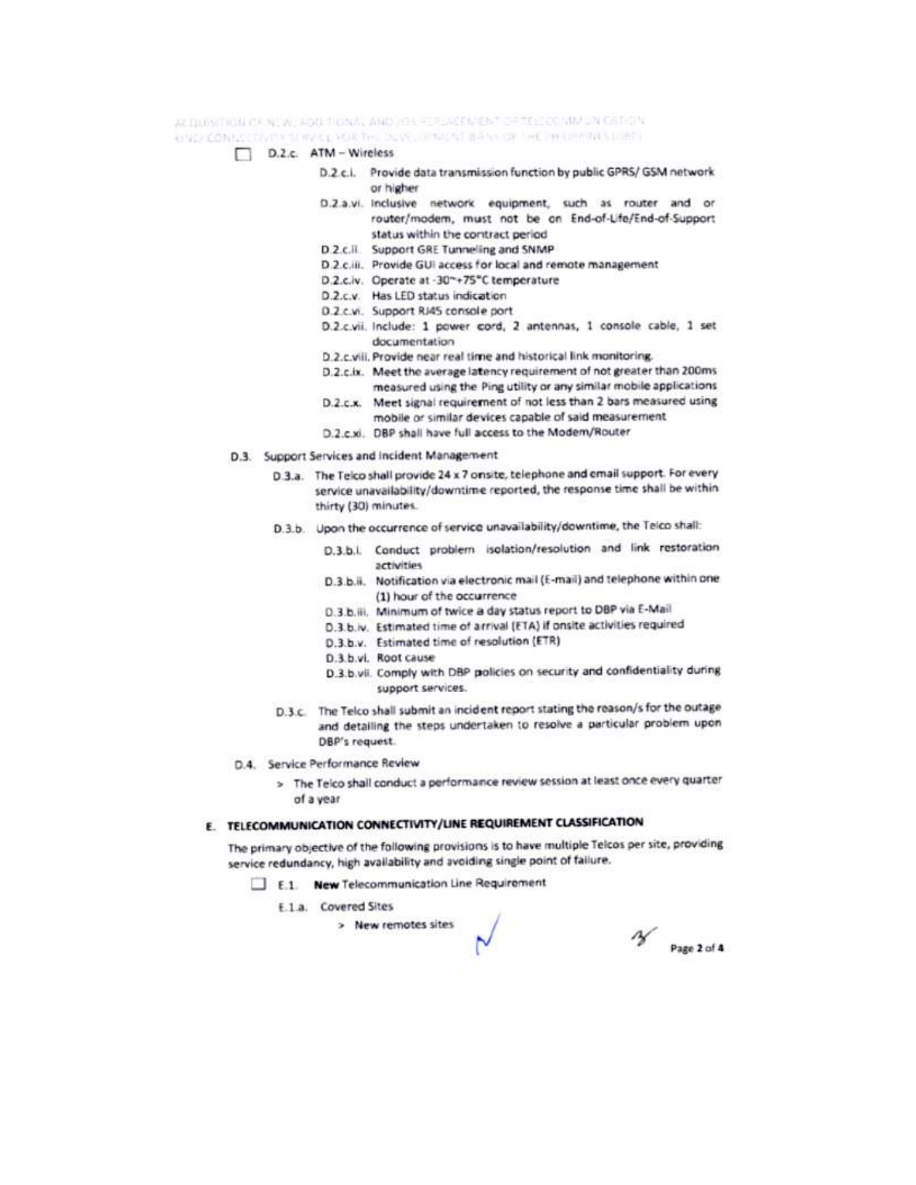☐ D.2.c. ATM – Wireless

- D.2.c.i. Provide data transmission function by public GPRS/ GSM network or higher
- D.2.a.vi. Inclusive network equipment, such as router and or router/modem, must not be on End-of-Life/End-of-Support status within the contract period
- D.2.c.ii. Support GRE Tunneling and SNMP
- D.2.c.iii. Provide GUI access for local and remote management
- D.2.c.iv. Operate at -30~+75°C temperature
- D.2.c.v. Has LED status indication
- D.2.c.vi. Support RJ45 console port
- D.2.c.vii. Include: 1 power cord, 2 antennas, 1 console cable, 1 set documentation
- D.2.c.viii. Provide near real time and historical link monitoring.
- D.2.c.ix. Meet the average latency requirement of not greater than 200ms measured using the Ping utility or any similar mobile applications
- D.2.c.x. Meet signal requirement of not less than 2 bars measured using mobile or similar devices capable of said measurement
- D.2.c.xi. DBP shall have full access to the Modem/Router

D.3. Support Services and Incident Management

- D.3.a. The Telco shall provide 24 x 7 onsite, telephone and email support. For every service unavailability/downtime reported, the response time shall be within thirty (30) minutes.
- D.3.b. Upon the occurrence of service unavailability/downtime, the Telco shall:
  - D.3.b.i. Conduct problem isolation/resolution and link restoration activities
  - D.3.b.ii. Notification via electronic mail (E-mail) and telephone within one (1) hour of the occurrence
  - D.3.b.iii. Minimum of twice a day status report to DBP via E-Mail
  - D.3.b.iv. Estimated time of arrival (ETA) if onsite activities required
  - D.3.b.v. Estimated time of resolution (ETR)
  - D.3.b.vi. Root cause
  - D.3.b.vii. Comply with DBP policies on security and confidentiality during support services.
- D.3.c. The Telco shall submit an incident report stating the reason/s for the outage and detailing the steps undertaken to resolve a particular problem upon DBP's request.

D.4. Service Performance Review

> The Telco shall conduct a performance review session at least once every quarter of a year

## E. TELECOMMUNICATION CONNECTIVITY/LINE REQUIREMENT CLASSIFICATION

The primary objective of the following provisions is to have multiple Telcos per site, providing service redundancy, high availability and avoiding single point of failure.

☐ E.1. **New** Telecommunication Line Requirement

- E.1.a. Covered Sites
  > New remotes sites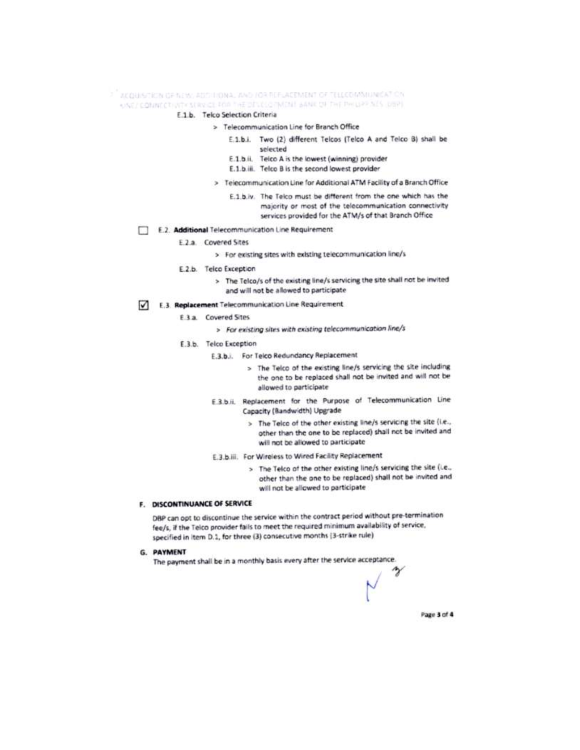E.1.b. Telco Selection Criteria

> Telecommunication Line for Branch Office

E.1.b.i. Two (2) different Telcos (Telco A and Telco B) shall be selected

E.1.b.ii. Telco A is the lowest (winning) provider

E.1.b.iii. Telco B is the second lowest provider

> Telecommunication Line for Additional ATM Facility of a Branch Office

E.1.b.iv. The Telco must be different from the one which has the majority or most of the telecommunication connectivity services provided for the ATM/s of that Branch Office

☐ E.2. **Additional** Telecommunication Line Requirement

E.2.a. Covered Sites

> For existing sites with existing telecommunication line/s

E.2.b. Telco Exception

> The Telco/s of the existing line/s servicing the site shall not be invited and will not be allowed to participate

☑ E.3. **Replacement** Telecommunication Line Requirement

E.3.a. Covered Sites

> *For existing sites with existing telecommunication line/s*

E.3.b. Telco Exception

E.3.b.i. For Telco Redundancy Replacement

> The Telco of the existing line/s servicing the site including the one to be replaced shall not be invited and will not be allowed to participate

E.3.b.ii. Replacement for the Purpose of Telecommunication Line Capacity (Bandwidth) Upgrade

> The Telco of the other existing line/s servicing the site (i.e., other than the one to be replaced) shall not be invited and will not be allowed to participate

E.3.b.iii. For Wireless to Wired Facility Replacement

> The Telco of the other existing line/s servicing the site (i.e., other than the one to be replaced) shall not be invited and will not be allowed to participate

## F. DISCONTINUANCE OF SERVICE

DBP can opt to discontinue the service within the contract period without pre-termination fee/s, if the Telco provider fails to meet the required minimum availability of service, specified in item D.1, for three (3) consecutive months (3-strike rule)

## G. PAYMENT

The payment shall be in a monthly basis every after the service acceptance.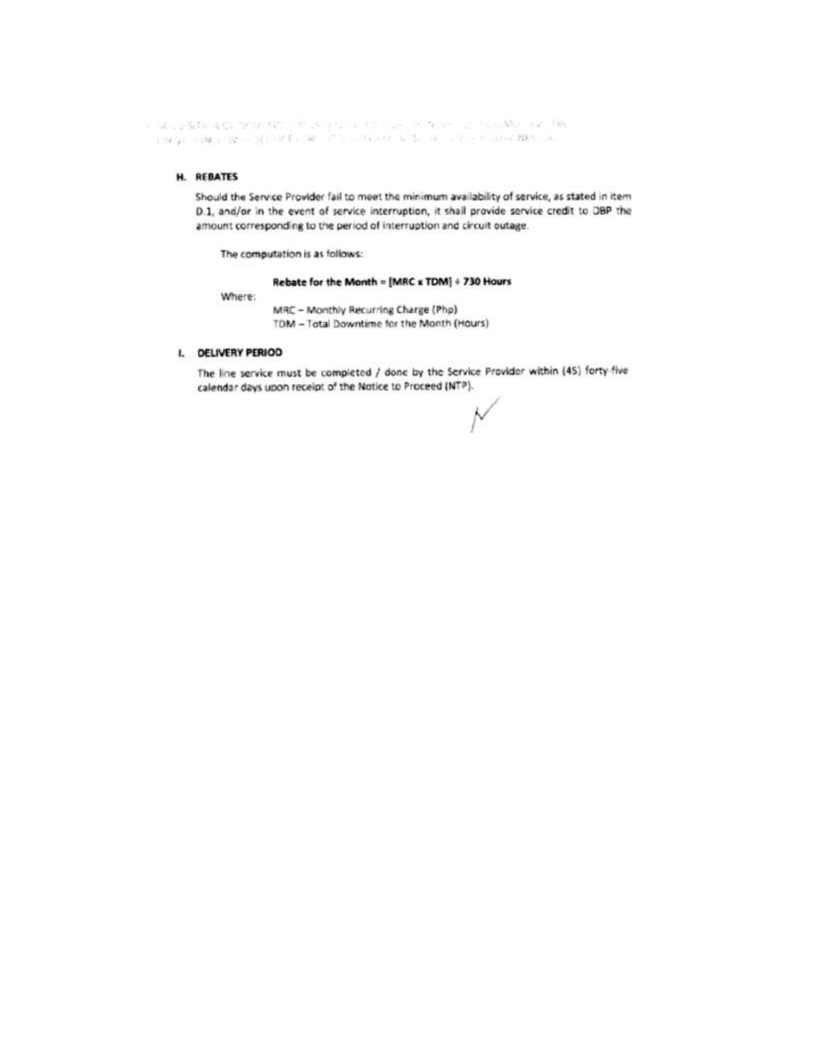## H. REBATES

Should the Service Provider fail to meet the minimum availability of service, as stated in item D.1, and/or in the event of service interruption, it shall provide service credit to DBP the amount corresponding to the period of interruption and circuit outage.

The computation is as follows:

**Rebate for the Month = [MRC x TDM] ÷ 730 Hours**

Where:

MRC – Monthly Recurring Charge (Php)
TDM – Total Downtime for the Month (Hours)

## I. DELIVERY PERIOD

The line service must be completed / done by the Service Provider within (45) forty-five calendar days upon receipt of the Notice to Proceed (NTP).